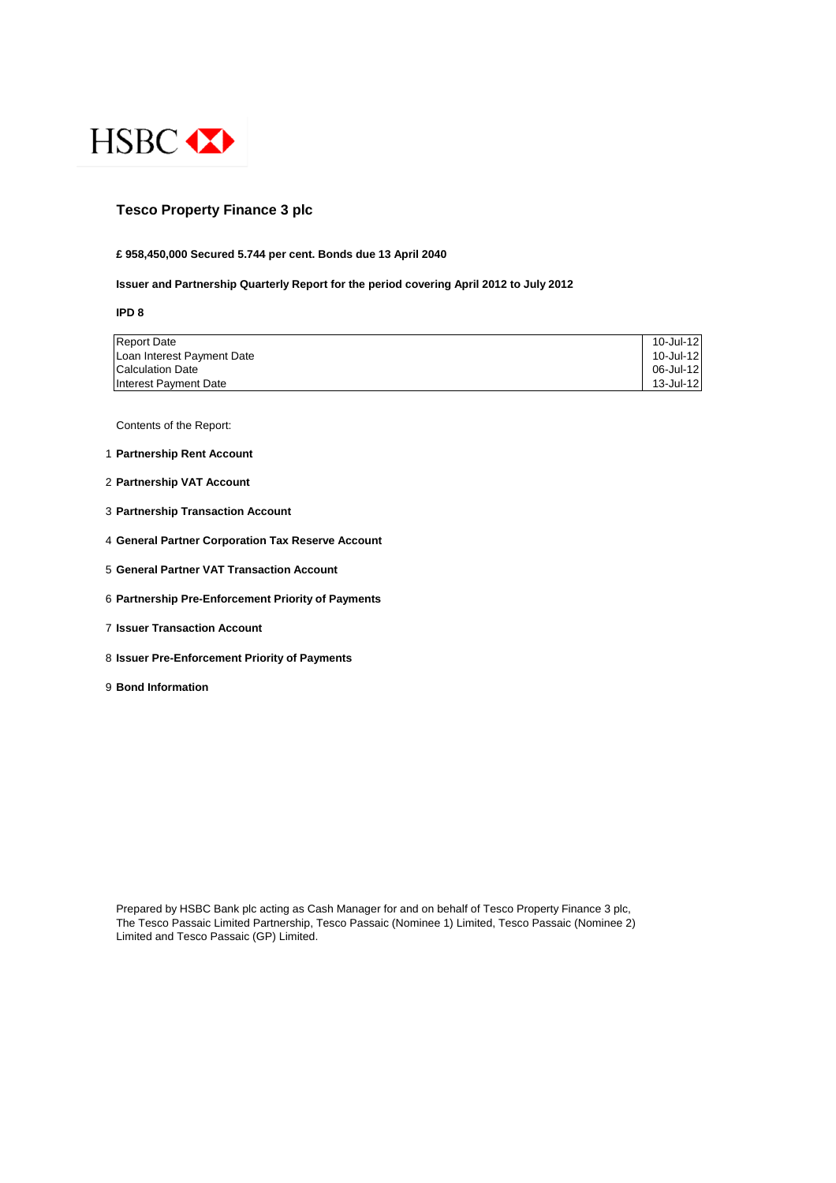HSBC

# Tesco Property Finance 3 plc

**£ 958,450,000 Secured 5.744 per cent. Bonds due 13 April 2040**

**Issuer and Partnership Quarterly Report for the period covering April 2012 to July 2012**

**IPD 8**

| | |
|---|---|
| Report Date | 10-Jul-12 |
| Loan Interest Payment Date | 10-Jul-12 |
| Calculation Date | 06-Jul-12 |
| Interest Payment Date | 13-Jul-12 |

Contents of the Report:

1. **Partnership Rent Account**
2. **Partnership VAT Account**
3. **Partnership Transaction Account**
4. **General Partner Corporation Tax Reserve Account**
5. **General Partner VAT Transaction Account**
6. **Partnership Pre-Enforcement Priority of Payments**
7. **Issuer Transaction Account**
8. **Issuer Pre-Enforcement Priority of Payments**
9. **Bond Information**

Prepared by HSBC Bank plc acting as Cash Manager for and on behalf of Tesco Property Finance 3 plc, The Tesco Passaic Limited Partnership, Tesco Passaic (Nominee 1) Limited, Tesco Passaic (Nominee 2) Limited and Tesco Passaic (GP) Limited.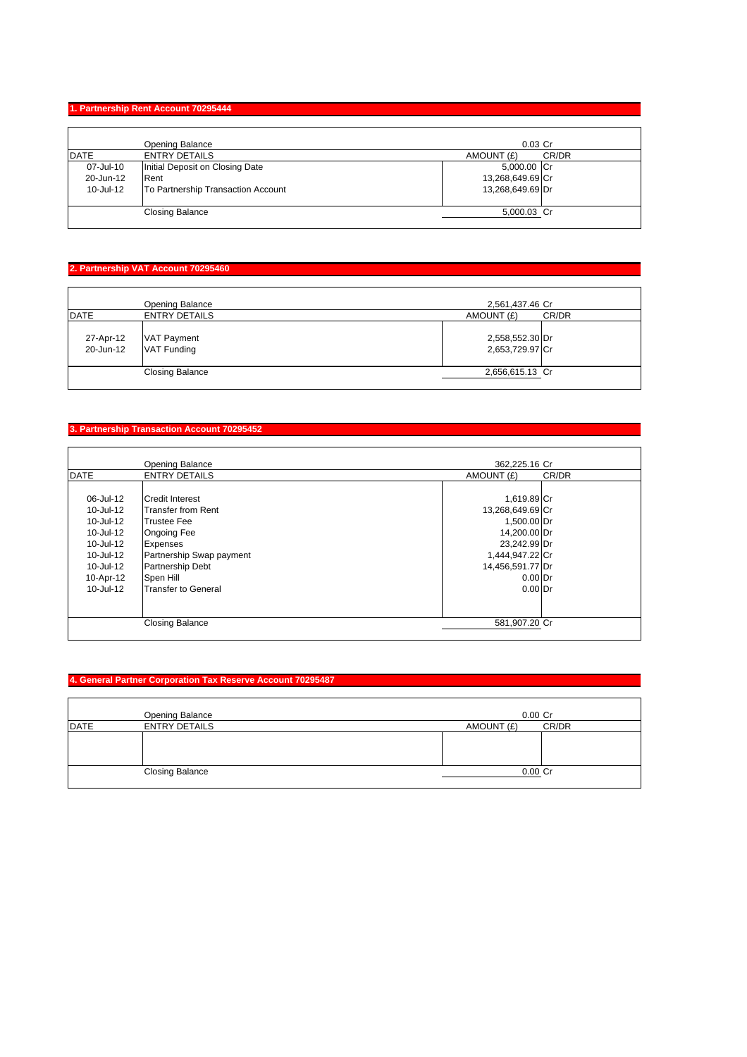## 1. Partnership Rent Account 70295444

| DATE | ENTRY DETAILS | AMOUNT (£) | CR/DR |
|---|---|---|---|
| | Opening Balance | 0.03 | Cr |
| 07-Jul-10 | Initial Deposit on Closing Date | 5,000.00 | Cr |
| 20-Jun-12 | Rent | 13,268,649.69 | Cr |
| 10-Jul-12 | To Partnership Transaction Account | 13,268,649.69 | Dr |
| | Closing Balance | 5,000.03 | Cr |

## 2. Partnership VAT Account 70295460

| DATE | ENTRY DETAILS | AMOUNT (£) | CR/DR |
|---|---|---|---|
| | Opening Balance | 2,561,437.46 | Cr |
| 27-Apr-12 | VAT Payment | 2,558,552.30 | Dr |
| 20-Jun-12 | VAT Funding | 2,653,729.97 | Cr |
| | Closing Balance | 2,656,615.13 | Cr |

## 3. Partnership Transaction Account 70295452

| DATE | ENTRY DETAILS | AMOUNT (£) | CR/DR |
|---|---|---|---|
| | Opening Balance | 362,225.16 | Cr |
| 06-Jul-12 | Credit Interest | 1,619.89 | Cr |
| 10-Jul-12 | Transfer from Rent | 13,268,649.69 | Cr |
| 10-Jul-12 | Trustee Fee | 1,500.00 | Dr |
| 10-Jul-12 | Ongoing Fee | 14,200.00 | Dr |
| 10-Jul-12 | Expenses | 23,242.99 | Dr |
| 10-Jul-12 | Partnership Swap payment | 1,444,947.22 | Cr |
| 10-Jul-12 | Partnership Debt | 14,456,591.77 | Dr |
| 10-Apr-12 | Spen Hill | 0.00 | Dr |
| 10-Jul-12 | Transfer to General | 0.00 | Dr |
| | Closing Balance | 581,907.20 | Cr |

## 4. General Partner Corporation Tax Reserve Account 70295487

| DATE | ENTRY DETAILS | AMOUNT (£) | CR/DR |
|---|---|---|---|
| | Opening Balance | 0.00 | Cr |
| | Closing Balance | 0.00 | Cr |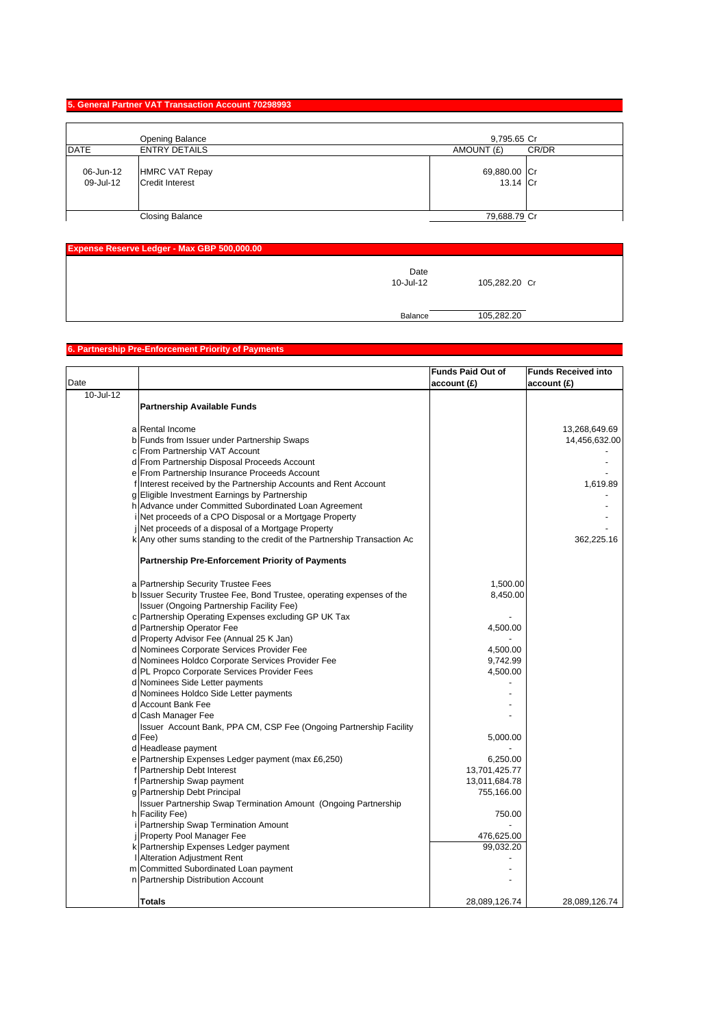## 5. General Partner VAT Transaction Account 70298993

| DATE | ENTRY DETAILS | AMOUNT (£) | CR/DR |
|---|---|---|---|
| | Opening Balance | 9,795.65 | Cr |
| 06-Jun-12 | HMRC VAT Repay | 69,880.00 | Cr |
| 09-Jul-12 | Credit Interest | 13.14 | Cr |
| | Closing Balance | 79,688.79 | Cr |

## Expense Reserve Ledger - Max GBP 500,000.00

| Date | | |
|---|---|---|
| 10-Jul-12 | 105,282.20 | Cr |
| Balance | 105,282.20 | |

## 6. Partnership Pre-Enforcement Priority of Payments

| Date | | | Funds Paid Out of account (£) | Funds Received into account (£) |
|---|---|---|---|---|
| 10-Jul-12 | | **Partnership Available Funds** | | |
| | a | Rental Income | | 13,268,649.69 |
| | b | Funds from Issuer under Partnership Swaps | | 14,456,632.00 |
| | c | From Partnership VAT Account | | - |
| | d | From Partnership Disposal Proceeds Account | | - |
| | e | From Partnership Insurance Proceeds Account | | - |
| | f | Interest received by the Partnership Accounts and Rent Account | | 1,619.89 |
| | g | Eligible Investment Earnings by Partnership | | - |
| | h | Advance under Committed Subordinated Loan Agreement | | - |
| | i | Net proceeds of a CPO Disposal or a Mortgage Property | | - |
| | j | Net proceeds of a disposal of a Mortgage Property | | - |
| | k | Any other sums standing to the credit of the Partnership Transaction Ac | | 362,225.16 |
| | | **Partnership Pre-Enforcement Priority of Payments** | | |
| | a | Partnership Security Trustee Fees | 1,500.00 | |
| | b | Issuer Security Trustee Fee, Bond Trustee, operating expenses of the Issuer (Ongoing Partnership Facility Fee) | 8,450.00 | |
| | c | Partnership Operating Expenses excluding GP UK Tax | - | |
| | d | Partnership Operator Fee | 4,500.00 | |
| | d | Property Advisor Fee (Annual 25 K Jan) | - | |
| | d | Nominees Corporate Services Provider Fee | 4,500.00 | |
| | d | Nominees Holdco Corporate Services Provider Fee | 9,742.99 | |
| | d | PL Propco Corporate Services Provider Fees | 4,500.00 | |
| | d | Nominees Side Letter payments | - | |
| | d | Nominees Holdco Side Letter payments | - | |
| | d | Account Bank Fee | - | |
| | d | Cash Manager Fee | - | |
| | d | Issuer Account Bank, PPA CM, CSP Fee (Ongoing Partnership Facility Fee) | 5,000.00 | |
| | d | Headlease payment | - | |
| | e | Partnership Expenses Ledger payment (max £6,250) | 6,250.00 | |
| | f | Partnership Debt Interest | 13,701,425.77 | |
| | f | Partnership Swap payment | 13,011,684.78 | |
| | g | Partnership Debt Principal | 755,166.00 | |
| | h | Issuer Partnership Swap Termination Amount (Ongoing Partnership Facility Fee) | 750.00 | |
| | i | Partnership Swap Termination Amount | - | |
| | j | Property Pool Manager Fee | 476,625.00 | |
| | k | Partnership Expenses Ledger payment | 99,032.20 | |
| | l | Alteration Adjustment Rent | - | |
| | m | Committed Subordinated Loan payment | - | |
| | n | Partnership Distribution Account | - | |
| | | **Totals** | 28,089,126.74 | 28,089,126.74 |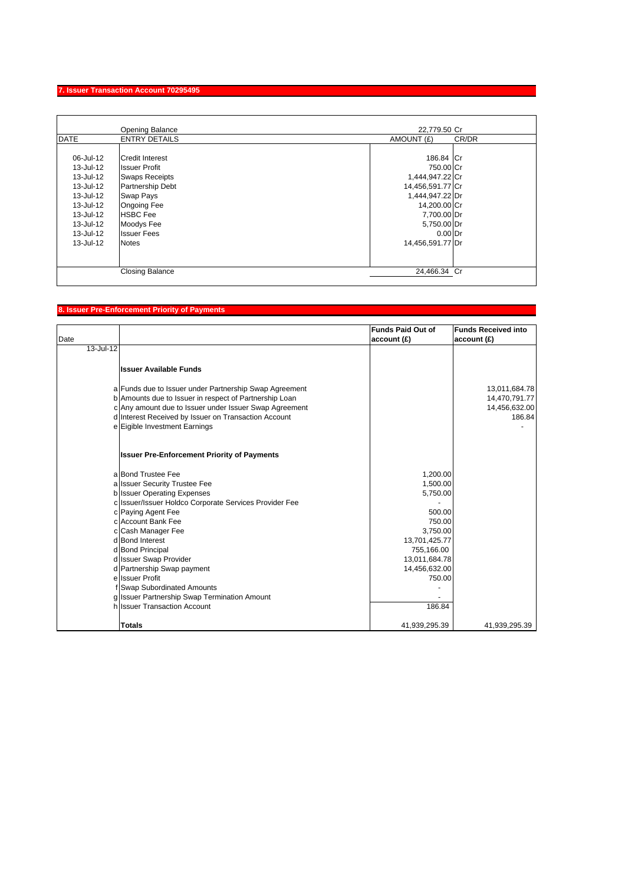## 7. Issuer Transaction Account 70295495

| DATE | ENTRY DETAILS | AMOUNT (£) | CR/DR |
|---|---|---|---|
| | Opening Balance | 22,779.50 | Cr |
| 06-Jul-12 | Credit Interest | 186.84 | Cr |
| 13-Jul-12 | Issuer Profit | 750.00 | Cr |
| 13-Jul-12 | Swaps Receipts | 1,444,947.22 | Cr |
| 13-Jul-12 | Partnership Debt | 14,456,591.77 | Cr |
| 13-Jul-12 | Swap Pays | 1,444,947.22 | Dr |
| 13-Jul-12 | Ongoing Fee | 14,200.00 | Cr |
| 13-Jul-12 | HSBC Fee | 7,700.00 | Dr |
| 13-Jul-12 | Moodys Fee | 5,750.00 | Dr |
| 13-Jul-12 | Issuer Fees | 0.00 | Dr |
| 13-Jul-12 | Notes | 14,456,591.77 | Dr |
| | Closing Balance | 24,466.34 | Cr |

## 8. Issuer Pre-Enforcement Priority of Payments

| Date | | | Funds Paid Out of account (£) | Funds Received into account (£) |
|---|---|---|---|---|
| 13-Jul-12 | | | | |
| | | **Issuer Available Funds** | | |
| | a | Funds due to Issuer under Partnership Swap Agreement | | 13,011,684.78 |
| | b | Amounts due to Issuer in respect of Partnership Loan | | 14,470,791.77 |
| | c | Any amount due to Issuer under Issuer Swap Agreement | | 14,456,632.00 |
| | d | Interest Received by Issuer on Transaction Account | | 186.84 |
| | e | Eigible Investment Earnings | | - |
| | | **Issuer Pre-Enforcement Priority of Payments** | | |
| | a | Bond Trustee Fee | 1,200.00 | |
| | a | Issuer Security Trustee Fee | 1,500.00 | |
| | b | Issuer Operating Expenses | 5,750.00 | |
| | c | Issuer/Issuer Holdco Corporate Services Provider Fee | - | |
| | c | Paying Agent Fee | 500.00 | |
| | c | Account Bank Fee | 750.00 | |
| | c | Cash Manager Fee | 3,750.00 | |
| | d | Bond Interest | 13,701,425.77 | |
| | d | Bond Principal | 755,166.00 | |
| | d | Issuer Swap Provider | 13,011,684.78 | |
| | d | Partnership Swap payment | 14,456,632.00 | |
| | e | Issuer Profit | 750.00 | |
| | f | Swap Subordinated Amounts | - | |
| | g | Issuer Partnership Swap Termination Amount | - | |
| | h | Issuer Transaction Account | 186.84 | |
| | | **Totals** | 41,939,295.39 | 41,939,295.39 |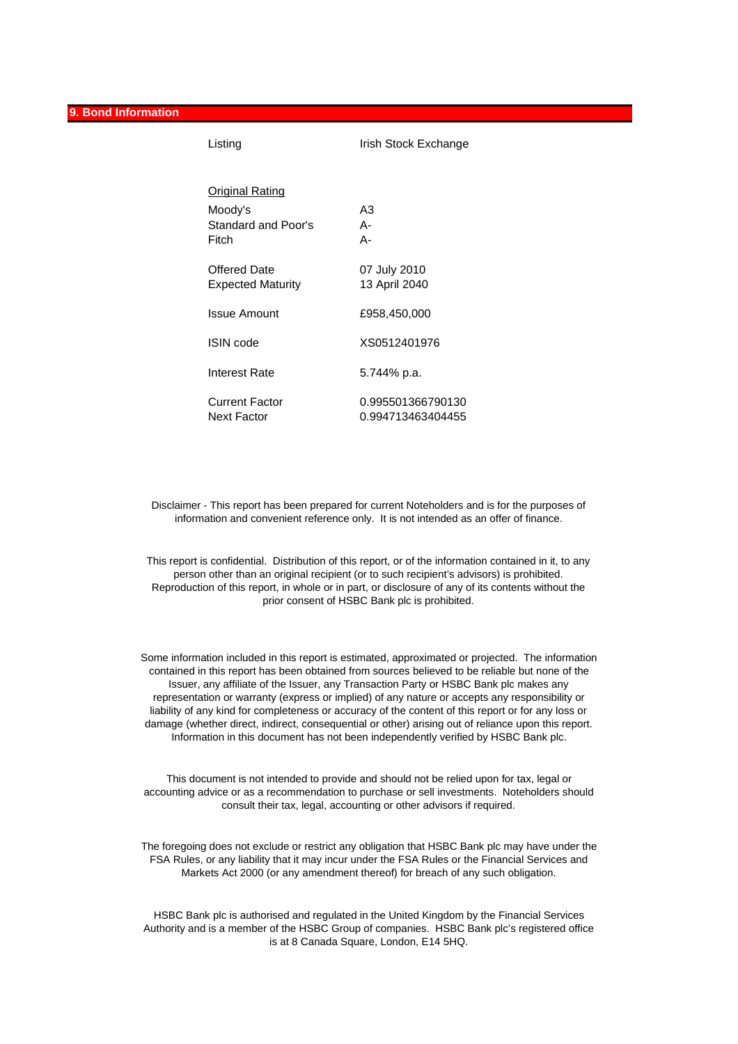## 9. Bond Information

| | |
|---|---|
| Listing | Irish Stock Exchange |
| <u>Original Rating</u> | |
| Moody's | A3 |
| Standard and Poor's | A- |
| Fitch | A- |
| Offered Date | 07 July 2010 |
| Expected Maturity | 13 April 2040 |
| Issue Amount | £958,450,000 |
| ISIN code | XS0512401976 |
| Interest Rate | 5.744% p.a. |
| Current Factor | 0.995501366790130 |
| Next Factor | 0.994713463404455 |

Disclaimer - This report has been prepared for current Noteholders and is for the purposes of information and convenient reference only. It is not intended as an offer of finance.

This report is confidential. Distribution of this report, or of the information contained in it, to any person other than an original recipient (or to such recipient's advisors) is prohibited. Reproduction of this report, in whole or in part, or disclosure of any of its contents without the prior consent of HSBC Bank plc is prohibited.

Some information included in this report is estimated, approximated or projected. The information contained in this report has been obtained from sources believed to be reliable but none of the Issuer, any affiliate of the Issuer, any Transaction Party or HSBC Bank plc makes any representation or warranty (express or implied) of any nature or accepts any responsibility or liability of any kind for completeness or accuracy of the content of this report or for any loss or damage (whether direct, indirect, consequential or other) arising out of reliance upon this report. Information in this document has not been independently verified by HSBC Bank plc.

This document is not intended to provide and should not be relied upon for tax, legal or accounting advice or as a recommendation to purchase or sell investments. Noteholders should consult their tax, legal, accounting or other advisors if required.

The foregoing does not exclude or restrict any obligation that HSBC Bank plc may have under the FSA Rules, or any liability that it may incur under the FSA Rules or the Financial Services and Markets Act 2000 (or any amendment thereof) for breach of any such obligation.

HSBC Bank plc is authorised and regulated in the United Kingdom by the Financial Services Authority and is a member of the HSBC Group of companies. HSBC Bank plc's registered office is at 8 Canada Square, London, E14 5HQ.